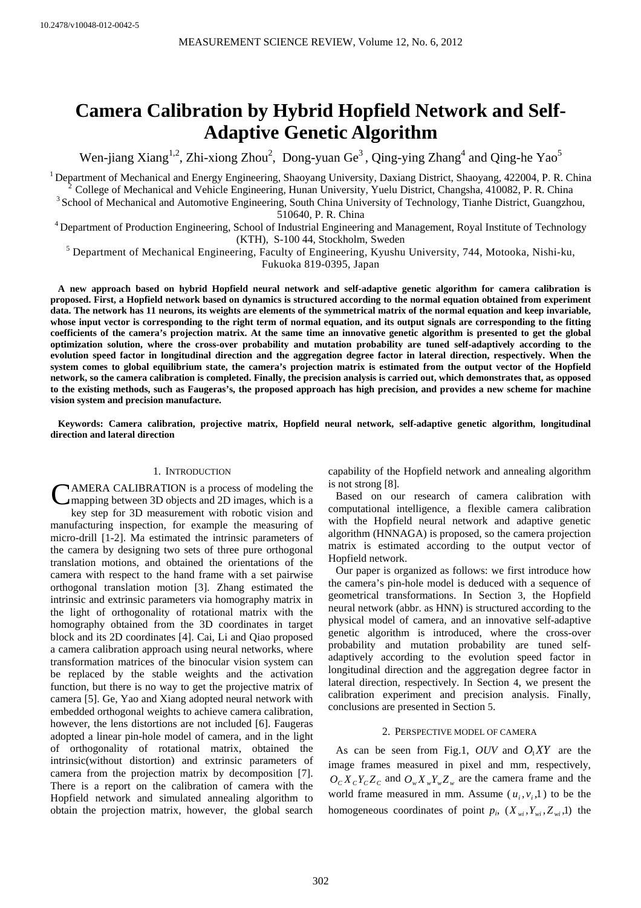10.2478/v10048-012-0042-5

# Camera Calibration by Hybrid Hopfield Network and Self-Adaptive Genetic Algorithm

Wen-jiang Xiang[1,2], Zhi-xiong Zhou[2], Dong-yuan Ge[3], Qing-ying Zhang[4] and Qing-he Yao[5]

[1] Department of Mechanical and Energy Engineering, Shaoyang University, Daxiang District, Shaoyang, 422004, P. R. China
[2] College of Mechanical and Vehicle Engineering, Hunan University, Yuelu District, Changsha, 410082, P. R. China
[3] School of Mechanical and Automotive Engineering, South China University of Technology, Tianhe District, Guangzhou, 510640, P. R. China
[4] Department of Production Engineering, School of Industrial Engineering and Management, Royal Institute of Technology (KTH), S-100 44, Stockholm, Sweden
[5] Department of Mechanical Engineering, Faculty of Engineering, Kyushu University, 744, Motooka, Nishi-ku, Fukuoka 819-0395, Japan

**A new approach based on hybrid Hopfield neural network and self-adaptive genetic algorithm for camera calibration is proposed. First, a Hopfield network based on dynamics is structured according to the normal equation obtained from experiment data. The network has 11 neurons, its weights are elements of the symmetrical matrix of the normal equation and keep invariable, whose input vector is corresponding to the right term of normal equation, and its output signals are corresponding to the fitting coefficients of the camera's projection matrix. At the same time an innovative genetic algorithm is presented to get the global optimization solution, where the cross-over probability and mutation probability are tuned self-adaptively according to the evolution speed factor in longitudinal direction and the aggregation degree factor in lateral direction, respectively. When the system comes to global equilibrium state, the camera's projection matrix is estimated from the output vector of the Hopfield network, so the camera calibration is completed. Finally, the precision analysis is carried out, which demonstrates that, as opposed to the existing methods, such as Faugeras's, the proposed approach has high precision, and provides a new scheme for machine vision system and precision manufacture.**

**Keywords: Camera calibration, projective matrix, Hopfield neural network, self-adaptive genetic algorithm, longitudinal direction and lateral direction**

## 1. Introduction

CAMERA CALIBRATION is a process of modeling the mapping between 3D objects and 2D images, which is a key step for 3D measurement with robotic vision and manufacturing inspection, for example the measuring of micro-drill [1-2]. Ma estimated the intrinsic parameters of the camera by designing two sets of three pure orthogonal translation motions, and obtained the orientations of the camera with respect to the hand frame with a set pairwise orthogonal translation motion [3]. Zhang estimated the intrinsic and extrinsic parameters via homography matrix in the light of orthogonality of rotational matrix with the homography obtained from the 3D coordinates in target block and its 2D coordinates [4]. Cai, Li and Qiao proposed a camera calibration approach using neural networks, where transformation matrices of the binocular vision system can be replaced by the stable weights and the activation function, but there is no way to get the projective matrix of camera [5]. Ge, Yao and Xiang adopted neural network with embedded orthogonal weights to achieve camera calibration, however, the lens distortions are not included [6]. Faugeras adopted a linear pin-hole model of camera, and in the light of orthogonality of rotational matrix, obtained the intrinsic(without distortion) and extrinsic parameters of camera from the projection matrix by decomposition [7]. There is a report on the calibration of camera with the Hopfield network and simulated annealing algorithm to obtain the projection matrix, however, the global search capability of the Hopfield network and annealing algorithm is not strong [8].

Based on our research of camera calibration with computational intelligence, a flexible camera calibration with the Hopfield neural network and adaptive genetic algorithm (HNNAGA) is proposed, so the camera projection matrix is estimated according to the output vector of Hopfield network.

Our paper is organized as follows: we first introduce how the camera's pin-hole model is deduced with a sequence of geometrical transformations. In Section 3, the Hopfield neural network (abbr. as HNN) is structured according to the physical model of camera, and an innovative self-adaptive genetic algorithm is introduced, where the cross-over probability and mutation probability are tuned self-adaptively according to the evolution speed factor in longitudinal direction and the aggregation degree factor in lateral direction, respectively. In Section 4, we present the calibration experiment and precision analysis. Finally, conclusions are presented in Section 5.

## 2. Perspective model of camera

As can be seen from Fig.1, $OUV$ and $O_1XY$ are the image frames measured in pixel and mm, respectively, $O_CX_CY_CZ_C$ and $O_wX_wY_wZ_w$ are the camera frame and the world frame measured in mm. Assume $(u_i, v_i, 1)$ to be the homogeneous coordinates of point $p_i$, $(X_{wi}, Y_{wi}, Z_{wi}, 1)$ the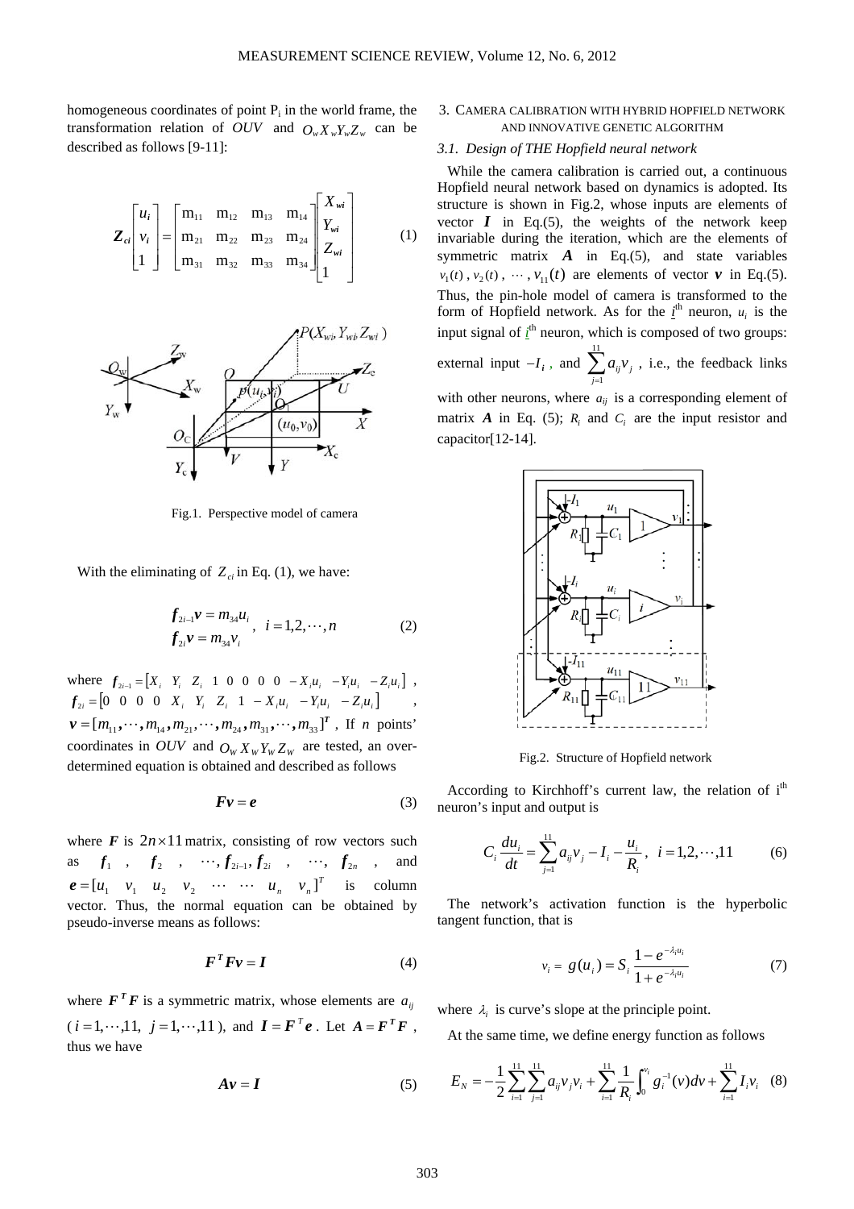homogeneous coordinates of point $P_i$ in the world frame, the transformation relation of $OUV$ and $O_wX_wY_wZ_w$ can be described as follows [9-11]:

$$
\boldsymbol{Z_{ci}} \begin{bmatrix} u_i \\ v_i \\ 1 \end{bmatrix} = \begin{bmatrix} m_{11} & m_{12} & m_{13} & m_{14} \\ m_{21} & m_{22} & m_{23} & m_{24} \\ m_{31} & m_{32} & m_{33} & m_{34} \end{bmatrix} \begin{bmatrix} X_{wi} \\ Y_{wi} \\ Z_{wi} \\ 1 \end{bmatrix} \tag{1}
$$

Fig.1. Perspective model of camera

With the eliminating of $Z_{ci}$ in Eq. (1), we have:

$$
\begin{aligned} \boldsymbol{f}_{2i-1}\boldsymbol{v} &= m_{34}u_i \\ \boldsymbol{f}_{2i}\boldsymbol{v} &= m_{34}v_i \end{aligned}, \quad i = 1,2,\cdots,n \tag{2}
$$

where $\boldsymbol{f}_{2i-1} = [X_i \;\; Y_i \;\; Z_i \;\; 1 \;\; 0 \;\; 0 \;\; 0 \;\; 0 \;\; -X_iu_i \;\; -Y_iu_i \;\; -Z_iu_i]$, $\boldsymbol{f}_{2i} = [0 \;\; 0 \;\; 0 \;\; 0 \;\; X_i \;\; Y_i \;\; Z_i \;\; 1 \;\; -X_iu_i \;\; -Y_iu_i \;\; -Z_iu_i]$, $\boldsymbol{v} = [m_{11}, \cdots, m_{14}, m_{21}, \cdots, m_{24}, m_{31}, \cdots, m_{33}]^T$, If $n$ points' coordinates in $OUV$ and $O_WX_WY_WZ_W$ are tested, an over-determined equation is obtained and described as follows

$$
\boldsymbol{Fv} = \boldsymbol{e} \tag{3}
$$

where $\boldsymbol{F}$ is $2n \times 11$ matrix, consisting of row vectors such as $\boldsymbol{f}_1$, $\boldsymbol{f}_2$, $\cdots, \boldsymbol{f}_{2i-1}, \boldsymbol{f}_{2i}$, $\cdots$, $\boldsymbol{f}_{2n}$, and $\boldsymbol{e} = [u_1 \;\; v_1 \;\; u_2 \;\; v_2 \;\; \cdots \;\; \cdots \;\; u_n \;\; v_n]^T$ is column vector. Thus, the normal equation can be obtained by pseudo-inverse means as follows:

$$
\boldsymbol{F^TFv} = \boldsymbol{I} \tag{4}
$$

where $\boldsymbol{F^TF}$ is a symmetric matrix, whose elements are $a_{ij}$ ($i = 1,\cdots,11, \; j = 1,\cdots,11$), and $\boldsymbol{I} = \boldsymbol{F}^T\boldsymbol{e}$. Let $\boldsymbol{A} = \boldsymbol{F^TF}$, thus we have

$$
\boldsymbol{Av} = \boldsymbol{I} \tag{5}
$$

## 3. Camera calibration with hybrid Hopfield network and innovative genetic algorithm

### 3.1. Design of THE Hopfield neural network

While the camera calibration is carried out, a continuous Hopfield neural network based on dynamics is adopted. Its structure is shown in Fig.2, whose inputs are elements of vector $\boldsymbol{I}$ in Eq.(5), the weights of the network keep invariable during the iteration, which are the elements of symmetric matrix $\boldsymbol{A}$ in Eq.(5), and state variables $v_1(t)$, $v_2(t)$, $\cdots$, $v_{11}(t)$ are elements of vector $\boldsymbol{v}$ in Eq.(5). Thus, the pin-hole model of camera is transformed to the form of Hopfield network. As for the $i^{th}$ neuron, $u_i$ is the input signal of $i^{th}$ neuron, which is composed of two groups: external input $-I_i$, and $\sum_{j=1}^{11} a_{ij}v_j$, i.e., the feedback links with other neurons, where $a_{ij}$ is a corresponding element of matrix $\boldsymbol{A}$ in Eq. (5); $R_i$ and $C_i$ are the input resistor and capacitor[12-14].

Fig.2. Structure of Hopfield network

According to Kirchhoff's current law, the relation of $i^{th}$ neuron's input and output is

$$
C_i \frac{du_i}{dt} = \sum_{j=1}^{11} a_{ij}v_j - I_i - \frac{u_i}{R_i}, \quad i = 1,2,\cdots,11 \tag{6}
$$

The network's activation function is the hyperbolic tangent function, that is

$$
v_i = g(u_i) = S_i \frac{1 - e^{-\lambda_i u_i}}{1 + e^{-\lambda_i u_i}} \tag{7}
$$

where $\lambda_i$ is curve's slope at the principle point.

At the same time, we define energy function as follows

$$
E_N = -\frac{1}{2}\sum_{i=1}^{11}\sum_{j=1}^{11} a_{ij}v_jv_i + \sum_{i=1}^{11}\frac{1}{R_i}\int_0^{v_i} g_i^{-1}(v)dv + \sum_{i=1}^{11} I_iv_i \tag{8}
$$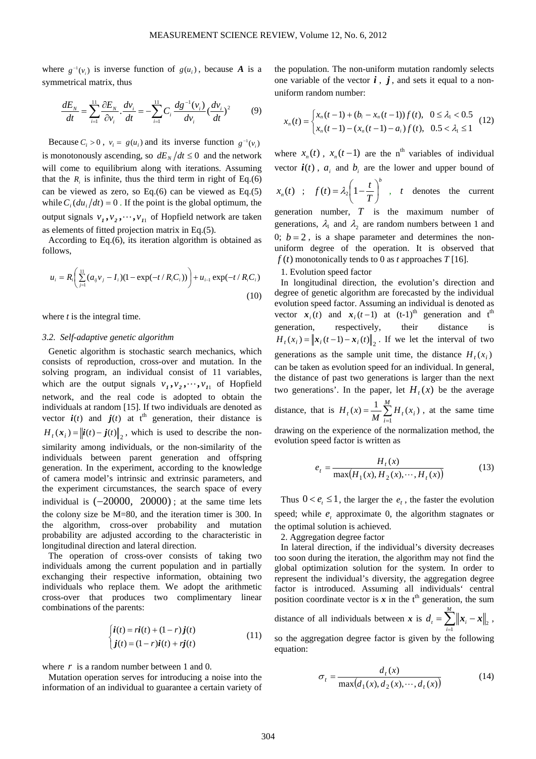where $g^{-1}(v_i)$ is inverse function of $g(u_i)$, because $\boldsymbol{A}$ is a symmetrical matrix, thus

$$\frac{dE_N}{dt} = \sum_{i=1}^{11} \frac{\partial E_N}{\partial v_i} \cdot \frac{dv_i}{dt} = -\sum_{i=1}^{11} C_i \frac{dg^{-1}(v_i)}{dv_i} (\frac{dv_i}{dt})^2 \tag{9}$$

Because $C_i > 0$, $v_i = g(u_i)$ and its inverse function $g^{-1}(v_i)$ is monotonously ascending, so $dE_N/dt \le 0$ and the network will come to equilibrium along with iterations. Assuming that the $R_i$ is infinite, thus the third term in right of Eq.(6) can be viewed as zero, so Eq.(6) can be viewed as Eq.(5) while $C_i(du_i/dt) = 0$. If the point is the global optimum, the output signals $v_1, v_2, \cdots, v_{11}$ of Hopfield network are taken as elements of fitted projection matrix in Eq.(5).

According to Eq.(6), its iteration algorithm is obtained as follows,

$$u_i = R_i\left(\sum_{j=1}^{11}(a_{ij}v_j - I_i)(1-\exp(-t/R_iC_i))\right) + u_{i-1}\exp(-t/R_iC_i) \tag{10}$$

where *t* is the integral time.

### 3.2. Self-adaptive genetic algorithm

Genetic algorithm is stochastic search mechanics, which consists of reproduction, cross-over and mutation. In the solving program, an individual consist of 11 variables, which are the output signals $v_1, v_2, \cdots, v_{11}$ of Hopfield network, and the real code is adopted to obtain the individuals at random [15]. If two individuals are denoted as vector $\boldsymbol{i}(t)$ and $\boldsymbol{j}(t)$ at $t^{th}$ generation, their distance is $H_t(\boldsymbol{x}_i) = \|\boldsymbol{i}(t) - \boldsymbol{j}(t)\|_2$, which is used to describe the non-similarity among individuals, or the non-similarity of the individuals between parent generation and offspring generation. In the experiment, according to the knowledge of camera model's intrinsic and extrinsic parameters, and the experiment circumstances, the search space of every individual is $(-20000,\ 20000)$; at the same time lets the colony size be M=80, and the iteration timer is 300. In the algorithm, cross-over probability and mutation probability are adjusted according to the characteristic in longitudinal direction and lateral direction.

The operation of cross-over consists of taking two individuals among the current population and in partially exchanging their respective information, obtaining two individuals who replace them. We adopt the arithmetic cross-over that produces two complimentary linear combinations of the parents:

$$\begin{cases} \boldsymbol{i}(t) = r\boldsymbol{i}(t) + (1-r)\boldsymbol{j}(t) \\ \boldsymbol{j}(t) = (1-r)\boldsymbol{i}(t) + r\boldsymbol{j}(t) \end{cases} \tag{11}$$

where $r$ is a random number between 1 and 0.

Mutation operation serves for introducing a noise into the information of an individual to guarantee a certain variety of the population. The non-uniform mutation randomly selects one variable of the vector $\boldsymbol{i}$, $\boldsymbol{j}$, and sets it equal to a non-uniform random number:

$$x_n(t) = \begin{cases} x_n(t-1) + (b_i - x_n(t-1))f(t), & 0 \le \lambda_1 < 0.5 \\ x_n(t-1) - (x_n(t-1) - a_i)f(t), & 0.5 < \lambda_1 \le 1 \end{cases} \tag{12}$$

where $x_n(t)$, $x_n(t-1)$ are the $n^{th}$ variables of individual vector $\boldsymbol{i}(t)$, $a_i$ and $b_i$ are the lower and upper bound of $x_n(t)$ ; $f(t) = \lambda_2\left(1 - \frac{t}{T}\right)^b$ , $t$ denotes the current generation number, $T$ is the maximum number of generations, $\lambda_1$ and $\lambda_2$ are random numbers between 1 and 0; $b = 2$, is a shape parameter and determines the non-uniform degree of the operation. It is observed that $f(t)$ monotonically tends to 0 as *t* approaches *T* [16].

1. Evolution speed factor

In longitudinal direction, the evolution's direction and degree of genetic algorithm are forecasted by the individual evolution speed factor. Assuming an individual is denoted as vector $\boldsymbol{x}_i(t)$ and $\boldsymbol{x}_i(t-1)$ at $(t\text{-}1)^{th}$ generation and $t^{th}$ generation, respectively, their distance is $H_t(x_i) = \|\boldsymbol{x}_i(t-1) - \boldsymbol{x}_i(t)\|_2$. If we let the interval of two generations as the sample unit time, the distance $H_t(x_i)$ can be taken as evolution speed for an individual. In general, the distance of past two generations is larger than the next two generations'. In the paper, let $H_t(x)$ be the average distance, that is $H_t(x) = \frac{1}{M}\sum_{i=1}^{M} H_t(x_i)$, at the same time drawing on the experience of the normalization method, the evolution speed factor is written as

$$e_t = \frac{H_t(x)}{\max\left(H_1(x), H_2(x), \cdots, H_t(x)\right)} \tag{13}$$

Thus $0 < e_t \le 1$, the larger the $e_t$, the faster the evolution speed; while $e_t$ approximate 0, the algorithm stagnates or the optimal solution is achieved.

2. Aggregation degree factor

In lateral direction, if the individual's diversity decreases too soon during the iteration, the algorithm may not find the global optimization solution for the system. In order to represent the individual's diversity, the aggregation degree factor is introduced. Assuming all individuals' central position coordinate vector is $\boldsymbol{x}$ in the $t^{th}$ generation, the sum distance of all individuals between $\boldsymbol{x}$ is $d_t = \sum_{i=1}^{M}\|\boldsymbol{x}_i - \boldsymbol{x}\|_2$, so the aggregation degree factor is given by the following equation:

$$\sigma_t = \frac{d_t(x)}{\max\left(d_1(x), d_2(x), \cdots, d_t(x)\right)} \tag{14}$$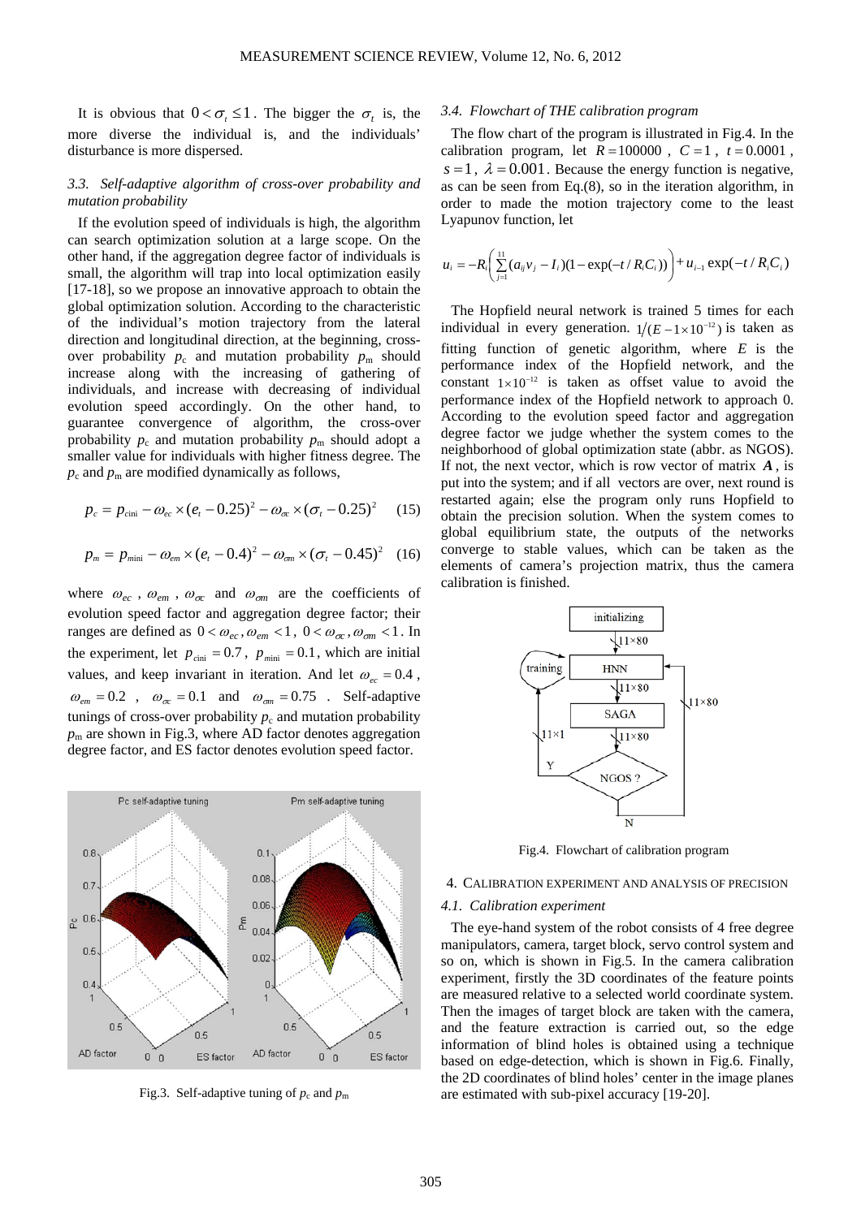It is obvious that $0 < \sigma_t \leq 1$. The bigger the $\sigma_t$ is, the more diverse the individual is, and the individuals' disturbance is more dispersed.

### *3.3. Self-adaptive algorithm of cross-over probability and mutation probability*

If the evolution speed of individuals is high, the algorithm can search optimization solution at a large scope. On the other hand, if the aggregation degree factor of individuals is small, the algorithm will trap into local optimization easily [17-18], so we propose an innovative approach to obtain the global optimization solution. According to the characteristic of the individual's motion trajectory from the lateral direction and longitudinal direction, at the beginning, cross-over probability $p_c$ and mutation probability $p_m$ should increase along with the increasing of gathering of individuals, and increase with decreasing of individual evolution speed accordingly. On the other hand, to guarantee convergence of algorithm, the cross-over probability $p_c$ and mutation probability $p_m$ should adopt a smaller value for individuals with higher fitness degree. The $p_c$ and $p_m$ are modified dynamically as follows,

$$p_c = p_{cini} - \omega_{ec} \times (e_t - 0.25)^2 - \omega_{\sigma c} \times (\sigma_t - 0.25)^2 \quad (15)$$

$$p_m = p_{mini} - \omega_{em} \times (e_t - 0.4)^2 - \omega_{\sigma m} \times (\sigma_t - 0.45)^2 \quad (16)$$

where $\omega_{ec}$, $\omega_{em}$, $\omega_{\sigma c}$ and $\omega_{\sigma m}$ are the coefficients of evolution speed factor and aggregation degree factor; their ranges are defined as $0 < \omega_{ec}, \omega_{em} < 1$, $0 < \omega_{\sigma c}, \omega_{\sigma m} < 1$. In the experiment, let $p_{cini} = 0.7$, $p_{mini} = 0.1$, which are initial values, and keep invariant in iteration. And let $\omega_{ec} = 0.4$, $\omega_{em} = 0.2$, $\omega_{\sigma c} = 0.1$ and $\omega_{\sigma m} = 0.75$. Self-adaptive tunings of cross-over probability $p_c$ and mutation probability $p_m$ are shown in Fig.3, where AD factor denotes aggregation degree factor, and ES factor denotes evolution speed factor.

Fig.3. Self-adaptive tuning of $p_c$ and $p_m$

### *3.4. Flowchart of THE calibration program*

The flow chart of the program is illustrated in Fig.4. In the calibration program, let $R = 100000$, $C = 1$, $t = 0.0001$, $s = 1$, $\lambda = 0.001$. Because the energy function is negative, as can be seen from Eq.(8), so in the iteration algorithm, in order to made the motion trajectory come to the least Lyapunov function, let

$$u_i = -R_i \left( \sum_{j=1}^{11} (a_{ij} v_j - I_i)(1 - \exp(-t / R_i C_i)) \right) + u_{i-1} \exp(-t / R_i C_i)$$

The Hopfield neural network is trained 5 times for each individual in every generation. $1/(E - 1 \times 10^{-12})$ is taken as fitting function of genetic algorithm, where $E$ is the performance index of the Hopfield network, and the constant $1 \times 10^{-12}$ is taken as offset value to avoid the performance index of the Hopfield network to approach 0. According to the evolution speed factor and aggregation degree factor we judge whether the system comes to the neighborhood of global optimization state (abbr. as NGOS). If not, the next vector, which is row vector of matrix $\boldsymbol{A}$, is put into the system; and if all vectors are over, next round is restarted again; else the program only runs Hopfield to obtain the precision solution. When the system comes to global equilibrium state, the outputs of the networks converge to stable values, which can be taken as the elements of camera's projection matrix, thus the camera calibration is finished.

Fig.4. Flowchart of calibration program

## 4. Calibration experiment and analysis of precision

### *4.1. Calibration experiment*

The eye-hand system of the robot consists of 4 free degree manipulators, camera, target block, servo control system and so on, which is shown in Fig.5. In the camera calibration experiment, firstly the 3D coordinates of the feature points are measured relative to a selected world coordinate system. Then the images of target block are taken with the camera, and the feature extraction is carried out, so the edge information of blind holes is obtained using a technique based on edge-detection, which is shown in Fig.6. Finally, the 2D coordinates of blind holes' center in the image planes are estimated with sub-pixel accuracy [19-20].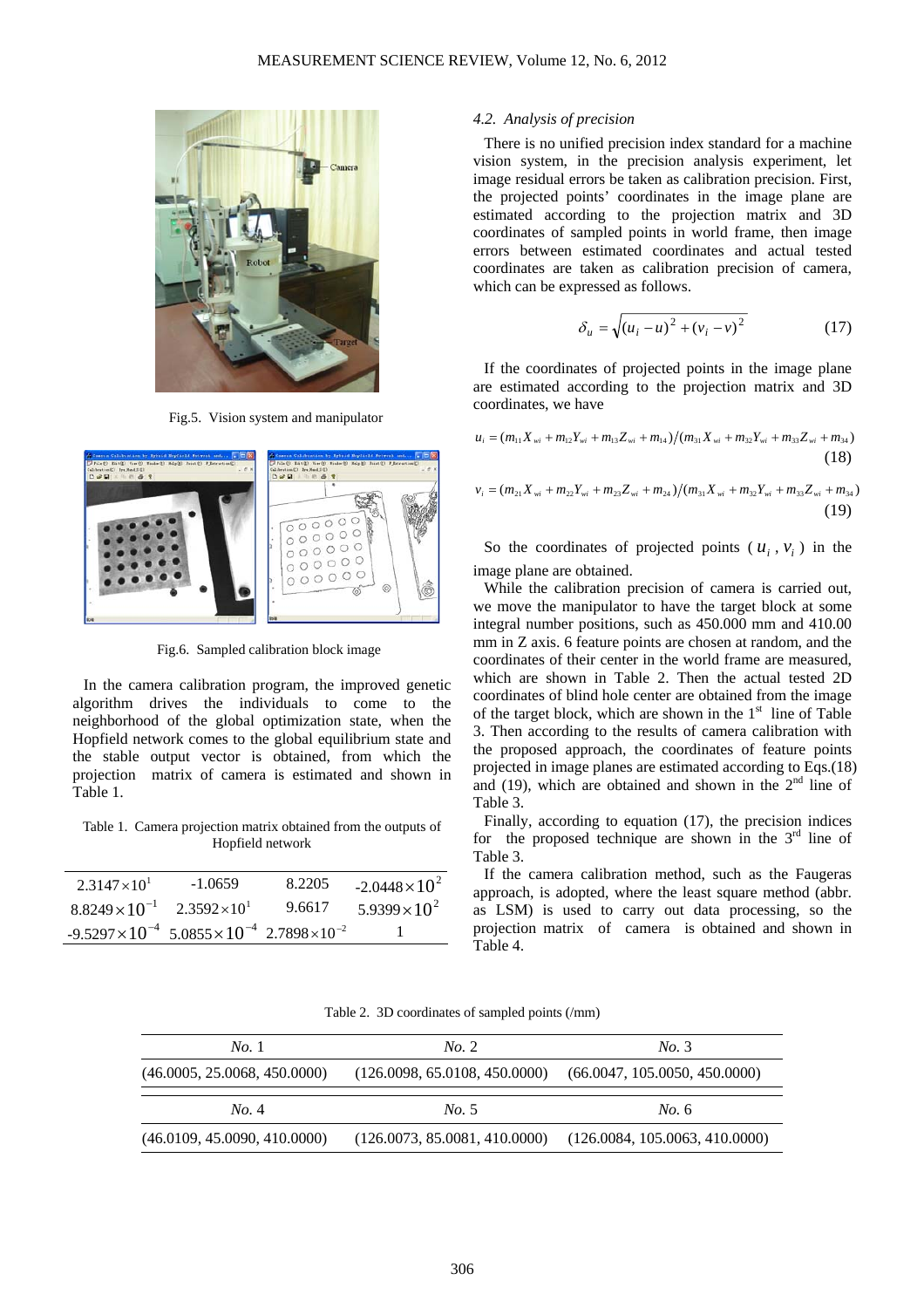Fig.5. Vision system and manipulator

Fig.6. Sampled calibration block image

In the camera calibration program, the improved genetic algorithm drives the individuals to come to the neighborhood of the global optimization state, when the Hopfield network comes to the global equilibrium state and the stable output vector is obtained, from which the projection matrix of camera is estimated and shown in Table 1.

Table 1. Camera projection matrix obtained from the outputs of Hopfield network

| | | | |
|---|---|---|---|
| $2.3147\times10^{1}$ | -1.0659 | 8.2205 | $-2.0448\times10^{2}$ |
| $8.8249\times10^{-1}$ | $2.3592\times10^{1}$ | 9.6617 | $5.9399\times10^{2}$ |
| $-9.5297\times10^{-4}$ | $5.0855\times10^{-4}$ | $2.7898\times10^{-2}$ | 1 |

### 4.2. Analysis of precision

There is no unified precision index standard for a machine vision system, in the precision analysis experiment, let image residual errors be taken as calibration precision. First, the projected points' coordinates in the image plane are estimated according to the projection matrix and 3D coordinates of sampled points in world frame, then image errors between estimated coordinates and actual tested coordinates are taken as calibration precision of camera, which can be expressed as follows.

$$\delta_u = \sqrt{(u_i - u)^2 + (v_i - v)^2} \tag{17}$$

If the coordinates of projected points in the image plane are estimated according to the projection matrix and 3D coordinates, we have

$$u_i = (m_{11}X_{wi} + m_{12}Y_{wi} + m_{13}Z_{wi} + m_{14})/(m_{31}X_{wi} + m_{32}Y_{wi} + m_{33}Z_{wi} + m_{34}) \tag{18}$$

$$v_i = (m_{21}X_{wi} + m_{22}Y_{wi} + m_{23}Z_{wi} + m_{24})/(m_{31}X_{wi} + m_{32}Y_{wi} + m_{33}Z_{wi} + m_{34}) \tag{19}$$

So the coordinates of projected points ($u_i$, $v_i$) in the image plane are obtained.

While the calibration precision of camera is carried out, we move the manipulator to have the target block at some integral number positions, such as 450.000 mm and 410.00 mm in Z axis. 6 feature points are chosen at random, and the coordinates of their center in the world frame are measured, which are shown in Table 2. Then the actual tested 2D coordinates of blind hole center are obtained from the image of the target block, which are shown in the 1st line of Table 3. Then according to the results of camera calibration with the proposed approach, the coordinates of feature points projected in image planes are estimated according to Eqs.(18) and (19), which are obtained and shown in the 2nd line of Table 3.

Finally, according to equation (17), the precision indices for the proposed technique are shown in the 3rd line of Table 3.

If the camera calibration method, such as the Faugeras approach, is adopted, where the least square method (abbr. as LSM) is used to carry out data processing, so the projection matrix of camera is obtained and shown in Table 4.

Table 2. 3D coordinates of sampled points (/mm)

| *No.* 1 | *No.* 2 | *No.* 3 |
|---|---|---|
| (46.0005, 25.0068, 450.0000) | (126.0098, 65.0108, 450.0000) | (66.0047, 105.0050, 450.0000) |
| *No.* 4 | *No.* 5 | *No.* 6 |
| (46.0109, 45.0090, 410.0000) | (126.0073, 85.0081, 410.0000) | (126.0084, 105.0063, 410.0000) |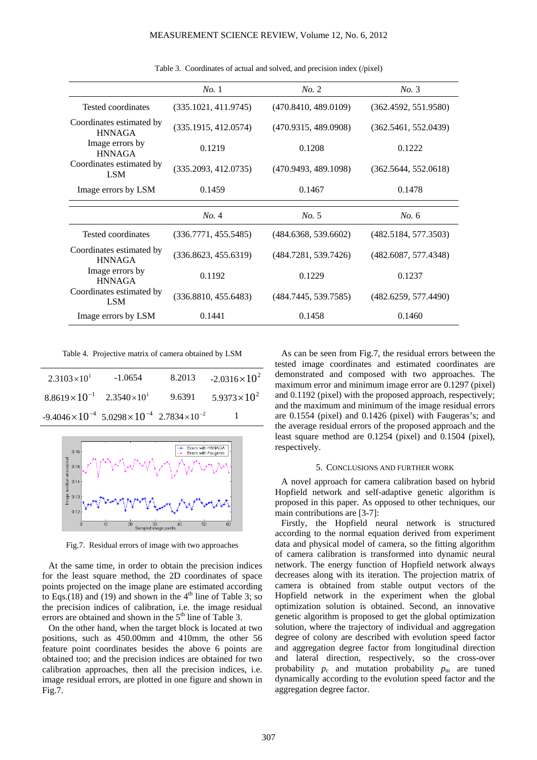Table 3. Coordinates of actual and solved, and precision index (/pixel)

| | *No.* 1 | *No.* 2 | *No.* 3 |
|---|---|---|---|
| Tested coordinates | (335.1021, 411.9745) | (470.8410, 489.0109) | (362.4592, 551.9580) |
| Coordinates estimated by HNNAGA | (335.1915, 412.0574) | (470.9315, 489.0908) | (362.5461, 552.0439) |
| Image errors by HNNAGA | 0.1219 | 0.1208 | 0.1222 |
| Coordinates estimated by LSM | (335.2093, 412.0735) | (470.9493, 489.1098) | (362.5644, 552.0618) |
| Image errors by LSM | 0.1459 | 0.1467 | 0.1478 |
| | *No.* 4 | *No.* 5 | *No.* 6 |
| Tested coordinates | (336.7771, 455.5485) | (484.6368, 539.6602) | (482.5184, 577.3503) |
| Coordinates estimated by HNNAGA | (336.8623, 455.6319) | (484.7281, 539.7426) | (482.6087, 577.4348) |
| Image errors by HNNAGA | 0.1192 | 0.1229 | 0.1237 |
| Coordinates estimated by LSM | (336.8810, 455.6483) | (484.7445, 539.7585) | (482.6259, 577.4490) |
| Image errors by LSM | 0.1441 | 0.1458 | 0.1460 |

Table 4. Projective matrix of camera obtained by LSM

| | | | |
|---|---|---|---|
| $2.3103\times10^{1}$ | -1.0654 | 8.2013 | $-2.0316\times10^{2}$ |
| $8.8619\times10^{-1}$ | $2.3540\times10^{1}$ | 9.6391 | $5.9373\times10^{2}$ |
| $-9.4046\times10^{-4}$ | $5.0298\times10^{-4}$ | $2.7834\times10^{-2}$ | 1 |

Fig.7. Residual errors of image with two approaches

At the same time, in order to obtain the precision indices for the least square method, the 2D coordinates of space points projected on the image plane are estimated according to Eqs.(18) and (19) and shown in the 4th line of Table 3; so the precision indices of calibration, i.e. the image residual errors are obtained and shown in the 5th line of Table 3.

On the other hand, when the target block is located at two positions, such as 450.00mm and 410mm, the other 56 feature point coordinates besides the above 6 points are obtained too; and the precision indices are obtained for two calibration approaches, then all the precision indices, i.e. image residual errors, are plotted in one figure and shown in Fig.7.

As can be seen from Fig.7, the residual errors between the tested image coordinates and estimated coordinates are demonstrated and composed with two approaches. The maximum error and minimum image error are 0.1297 (pixel) and 0.1192 (pixel) with the proposed approach, respectively; and the maximum and minimum of the image residual errors are 0.1554 (pixel) and 0.1426 (pixel) with Faugeras's; and the average residual errors of the proposed approach and the least square method are 0.1254 (pixel) and 0.1504 (pixel), respectively.

## 5. CONCLUSIONS AND FURTHER WORK

A novel approach for camera calibration based on hybrid Hopfield network and self-adaptive genetic algorithm is proposed in this paper. As opposed to other techniques, our main contributions are [3-7]:

Firstly, the Hopfield neural network is structured according to the normal equation derived from experiment data and physical model of camera, so the fitting algorithm of camera calibration is transformed into dynamic neural network. The energy function of Hopfield network always decreases along with its iteration. The projection matrix of camera is obtained from stable output vectors of the Hopfield network in the experiment when the global optimization solution is obtained. Second, an innovative genetic algorithm is proposed to get the global optimization solution, where the trajectory of individual and aggregation degree of colony are described with evolution speed factor and aggregation degree factor from longitudinal direction and lateral direction, respectively, so the cross-over probability $p_c$ and mutation probability $p_m$ are tuned dynamically according to the evolution speed factor and the aggregation degree factor.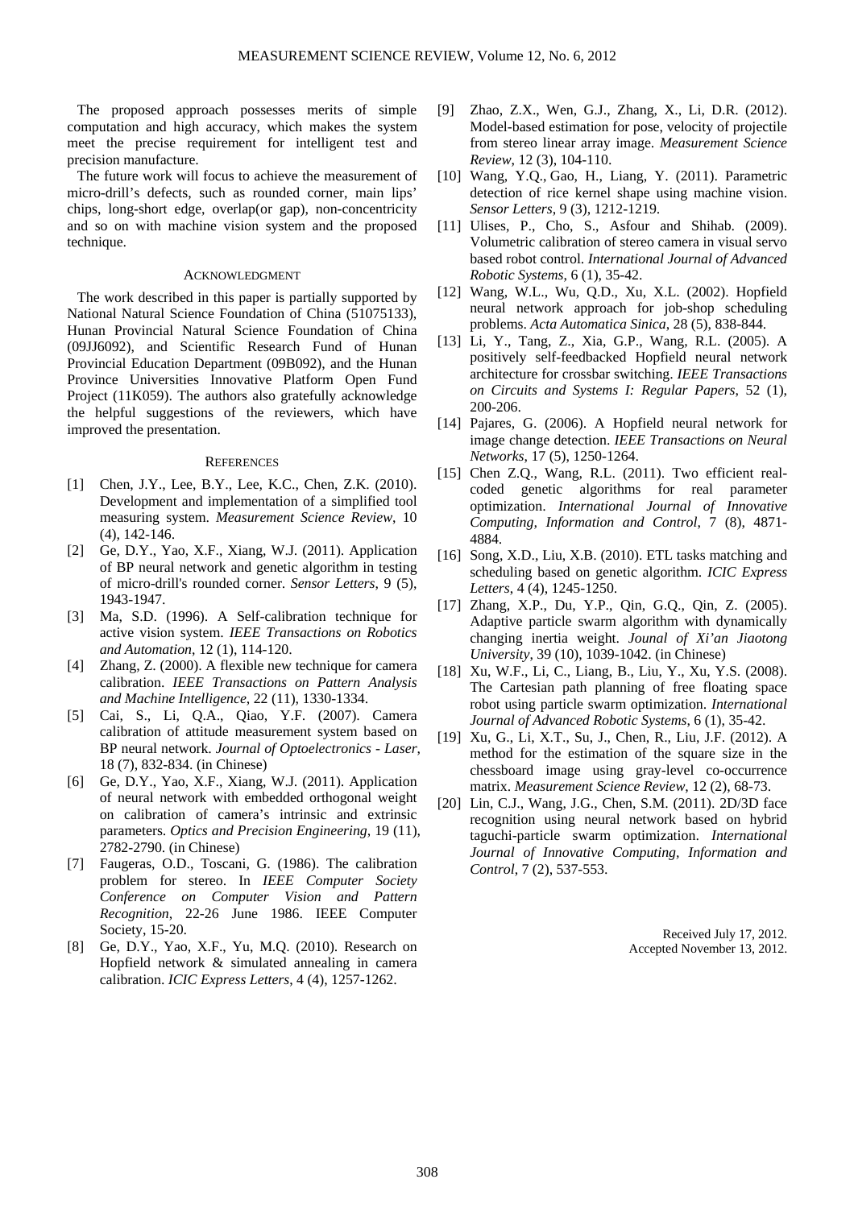The proposed approach possesses merits of simple computation and high accuracy, which makes the system meet the precise requirement for intelligent test and precision manufacture.

The future work will focus to achieve the measurement of micro-drill's defects, such as rounded corner, main lips' chips, long-short edge, overlap(or gap), non-concentricity and so on with machine vision system and the proposed technique.

## ACKNOWLEDGMENT

The work described in this paper is partially supported by National Natural Science Foundation of China (51075133), Hunan Provincial Natural Science Foundation of China (09JJ6092), and Scientific Research Fund of Hunan Provincial Education Department (09B092), and the Hunan Province Universities Innovative Platform Open Fund Project (11K059). The authors also gratefully acknowledge the helpful suggestions of the reviewers, which have improved the presentation.

## REFERENCES

[1] Chen, J.Y., Lee, B.Y., Lee, K.C., Chen, Z.K. (2010). Development and implementation of a simplified tool measuring system. *Measurement Science Review*, 10 (4), 142-146.

[2] Ge, D.Y., Yao, X.F., Xiang, W.J. (2011). Application of BP neural network and genetic algorithm in testing of micro-drill's rounded corner. *Sensor Letters*, 9 (5), 1943-1947.

[3] Ma, S.D. (1996). A Self-calibration technique for active vision system. *IEEE Transactions on Robotics and Automation*, 12 (1), 114-120.

[4] Zhang, Z. (2000). A flexible new technique for camera calibration. *IEEE Transactions on Pattern Analysis and Machine Intelligence*, 22 (11), 1330-1334.

[5] Cai, S., Li, Q.A., Qiao, Y.F. (2007). Camera calibration of attitude measurement system based on BP neural network. *Journal of Optoelectronics - Laser*, 18 (7), 832-834. (in Chinese)

[6] Ge, D.Y., Yao, X.F., Xiang, W.J. (2011). Application of neural network with embedded orthogonal weight on calibration of camera's intrinsic and extrinsic parameters. *Optics and Precision Engineering*, 19 (11), 2782-2790. (in Chinese)

[7] Faugeras, O.D., Toscani, G. (1986). The calibration problem for stereo. In *IEEE Computer Society Conference on Computer Vision and Pattern Recognition*, 22-26 June 1986. IEEE Computer Society, 15-20.

[8] Ge, D.Y., Yao, X.F., Yu, M.Q. (2010). Research on Hopfield network & simulated annealing in camera calibration. *ICIC Express Letters*, 4 (4), 1257-1262.

[9] Zhao, Z.X., Wen, G.J., Zhang, X., Li, D.R. (2012). Model-based estimation for pose, velocity of projectile from stereo linear array image. *Measurement Science Review*, 12 (3), 104-110.

[10] Wang, Y.Q., Gao, H., Liang, Y. (2011). Parametric detection of rice kernel shape using machine vision. *Sensor Letters*, 9 (3), 1212-1219.

[11] Ulises, P., Cho, S., Asfour and Shihab. (2009). Volumetric calibration of stereo camera in visual servo based robot control. *International Journal of Advanced Robotic Systems*, 6 (1), 35-42.

[12] Wang, W.L., Wu, Q.D., Xu, X.L. (2002). Hopfield neural network approach for job-shop scheduling problems. *Acta Automatica Sinica*, 28 (5), 838-844.

[13] Li, Y., Tang, Z., Xia, G.P., Wang, R.L. (2005). A positively self-feedbacked Hopfield neural network architecture for crossbar switching. *IEEE Transactions on Circuits and Systems I: Regular Papers*, 52 (1), 200-206.

[14] Pajares, G. (2006). A Hopfield neural network for image change detection. *IEEE Transactions on Neural Networks*, 17 (5), 1250-1264.

[15] Chen Z.Q., Wang, R.L. (2011). Two efficient real-coded genetic algorithms for real parameter optimization. *International Journal of Innovative Computing, Information and Control*, 7 (8), 4871-4884.

[16] Song, X.D., Liu, X.B. (2010). ETL tasks matching and scheduling based on genetic algorithm. *ICIC Express Letters*, 4 (4), 1245-1250.

[17] Zhang, X.P., Du, Y.P., Qin, G.Q., Qin, Z. (2005). Adaptive particle swarm algorithm with dynamically changing inertia weight. *Jounal of Xi'an Jiaotong University*, 39 (10), 1039-1042. (in Chinese)

[18] Xu, W.F., Li, C., Liang, B., Liu, Y., Xu, Y.S. (2008). The Cartesian path planning of free floating space robot using particle swarm optimization. *International Journal of Advanced Robotic Systems*, 6 (1), 35-42.

[19] Xu, G., Li, X.T., Su, J., Chen, R., Liu, J.F. (2012). A method for the estimation of the square size in the chessboard image using gray-level co-occurrence matrix. *Measurement Science Review*, 12 (2), 68-73.

[20] Lin, C.J., Wang, J.G., Chen, S.M. (2011). 2D/3D face recognition using neural network based on hybrid taguchi-particle swarm optimization. *International Journal of Innovative Computing, Information and Control*, 7 (2), 537-553.

Received July 17, 2012.
Accepted November 13, 2012.